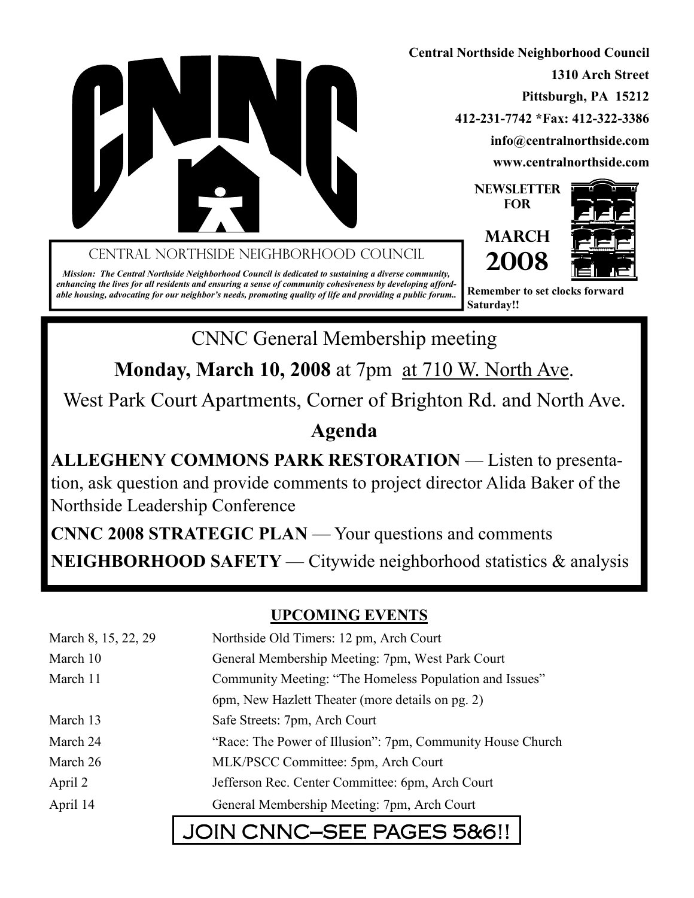# CNNC

**Central Northside Neighborhood Council**
**1310 Arch Street**
**Pittsburgh, PA 15212**
**412-231-7742 *Fax: 412-322-3386**
**info@centralnorthside.com**
**www.centralnorthside.com**

**NEWSLETTER FOR**

**MARCH 2008**

**Remember to set clocks forward Saturday!!**

CENTRAL NORTHSIDE NEIGHBORHOOD COUNCIL

***Mission: The Central Northside Neighborhood Council is dedicated to sustaining a diverse community, enhancing the lives for all residents and ensuring a sense of community cohesiveness by developing affordable housing, advocating for our neighbor's needs, promoting quality of life and providing a public forum..***

## CNNC General Membership meeting

**Monday, March 10, 2008** at 7pm at 710 W. North Ave.

West Park Court Apartments, Corner of Brighton Rd. and North Ave.

### Agenda

**ALLEGHENY COMMONS PARK RESTORATION** — Listen to presentation, ask question and provide comments to project director Alida Baker of the Northside Leadership Conference

**CNNC 2008 STRATEGIC PLAN** — Your questions and comments

**NEIGHBORHOOD SAFETY** — Citywide neighborhood statistics & analysis

## UPCOMING EVENTS

| | |
|---|---|
| March 8, 15, 22, 29 | Northside Old Timers: 12 pm, Arch Court |
| March 10 | General Membership Meeting: 7pm, West Park Court |
| March 11 | Community Meeting: "The Homeless Population and Issues" 6pm, New Hazlett Theater (more details on pg. 2) |
| March 13 | Safe Streets: 7pm, Arch Court |
| March 24 | "Race: The Power of Illusion": 7pm, Community House Church |
| March 26 | MLK/PSCC Committee: 5pm, Arch Court |
| April 2 | Jefferson Rec. Center Committee: 6pm, Arch Court |
| April 14 | General Membership Meeting: 7pm, Arch Court |

**JOIN CNNC—SEE PAGES 5&6!!**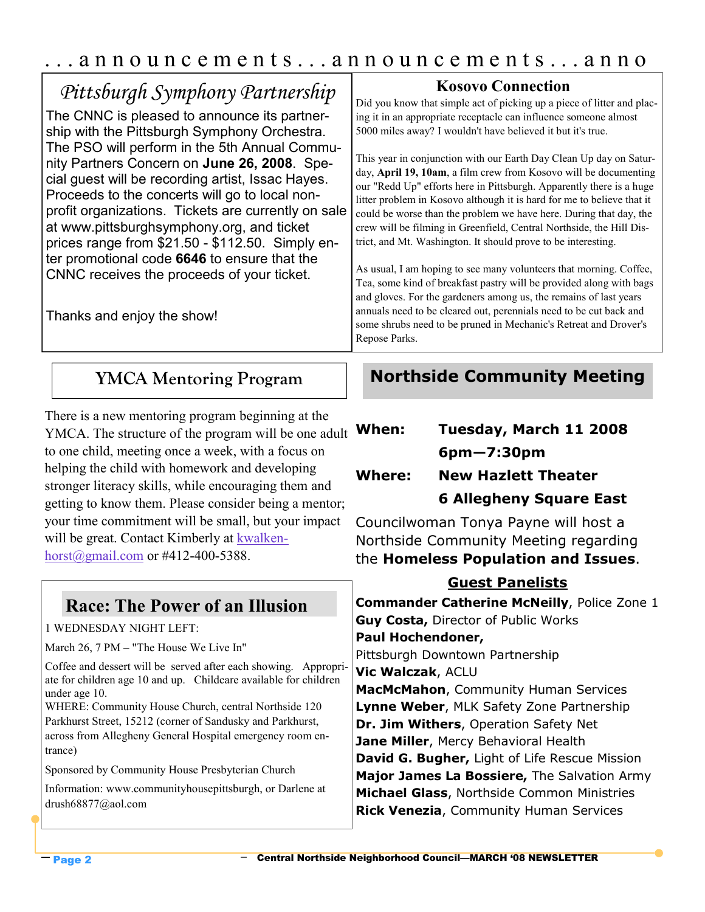...announcements...announcements...anno

## Pittsburgh Symphony Partnership

The CNNC is pleased to announce its partnership with the Pittsburgh Symphony Orchestra. The PSO will perform in the 5th Annual Community Partners Concern on **June 26, 2008**. Special guest will be recording artist, Issac Hayes. Proceeds to the concerts will go to local non-profit organizations. Tickets are currently on sale at www.pittsburghsymphony.org, and ticket prices range from $21.50 - $112.50. Simply enter promotional code **6646** to ensure that the CNNC receives the proceeds of your ticket.

Thanks and enjoy the show!

## Kosovo Connection

Did you know that simple act of picking up a piece of litter and placing it in an appropriate receptacle can influence someone almost 5000 miles away? I wouldn't have believed it but it's true.

This year in conjunction with our Earth Day Clean Up day on Saturday, **April 19, 10am**, a film crew from Kosovo will be documenting our "Redd Up" efforts here in Pittsburgh. Apparently there is a huge litter problem in Kosovo although it is hard for me to believe that it could be worse than the problem we have here. During that day, the crew will be filming in Greenfield, Central Northside, the Hill District, and Mt. Washington. It should prove to be interesting.

As usual, I am hoping to see many volunteers that morning. Coffee, Tea, some kind of breakfast pastry will be provided along with bags and gloves. For the gardeners among us, the remains of last years annuals need to be cleared out, perennials need to be cut back and some shrubs need to be pruned in Mechanic's Retreat and Drover's Repose Parks.

## YMCA Mentoring Program

There is a new mentoring program beginning at the YMCA. The structure of the program will be one adult to one child, meeting once a week, with a focus on helping the child with homework and developing stronger literacy skills, while encouraging them and getting to know them. Please consider being a mentor; your time commitment will be small, but your impact will be great. Contact Kimberly at kwalkenhorst@gmail.com or #412-400-5388.

## Race: The Power of an Illusion

1 WEDNESDAY NIGHT LEFT:

March 26, 7 PM – "The House We Live In"

Coffee and dessert will be served after each showing. Appropriate for children age 10 and up. Childcare available for children under age 10.
WHERE: Community House Church, central Northside 120 Parkhurst Street, 15212 (corner of Sandusky and Parkhurst, across from Allegheny General Hospital emergency room entrance)

Sponsored by Community House Presbyterian Church

Information: www.communityhousepittsburgh, or Darlene at drush68877@aol.com

## Northside Community Meeting

**When:** **Tuesday, March 11 2008**
**6pm—7:30pm**

**Where:** **New Hazlett Theater**
**6 Allegheny Square East**

Councilwoman Tonya Payne will host a Northside Community Meeting regarding the **Homeless Population and Issues**.

### Guest Panelists

**Commander Catherine McNeilly**, Police Zone 1
**Guy Costa,** Director of Public Works
**Paul Hochendoner,**
Pittsburgh Downtown Partnership
**Vic Walczak**, ACLU
**MacMcMahon**, Community Human Services
**Lynne Weber**, MLK Safety Zone Partnership
**Dr. Jim Withers**, Operation Safety Net
**Jane Miller**, Mercy Behavioral Health
**David G. Bugher,** Light of Life Rescue Mission
**Major James La Bossiere,** The Salvation Army
**Michael Glass**, Northside Common Ministries
**Rick Venezia**, Community Human Services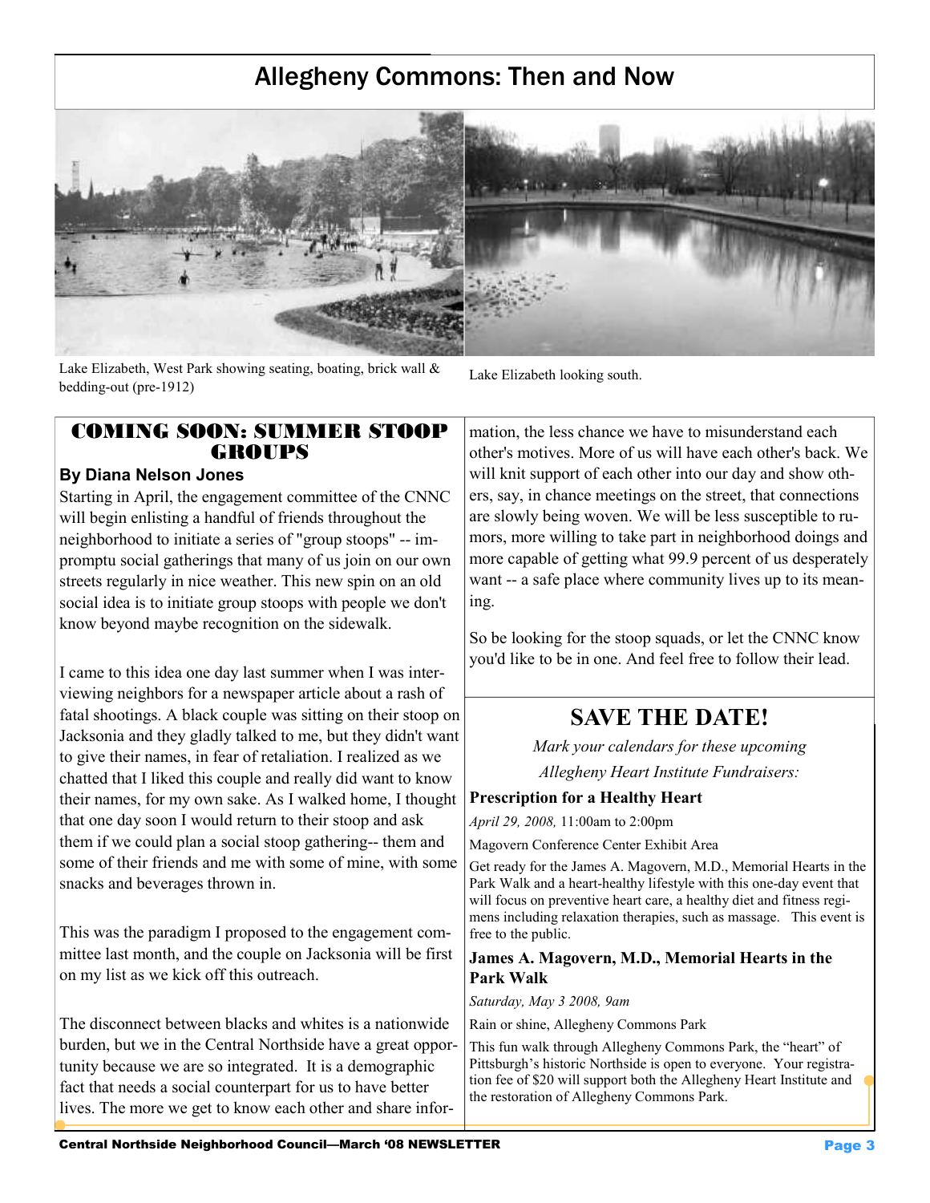# Allegheny Commons: Then and Now

Lake Elizabeth, West Park showing seating, boating, brick wall & bedding-out (pre-1912)

Lake Elizabeth looking south.

## COMING SOON: SUMMER STOOP GROUPS

**By Diana Nelson Jones**

Starting in April, the engagement committee of the CNNC will begin enlisting a handful of friends throughout the neighborhood to initiate a series of "group stoops" -- impromptu social gatherings that many of us join on our own streets regularly in nice weather. This new spin on an old social idea is to initiate group stoops with people we don't know beyond maybe recognition on the sidewalk.

I came to this idea one day last summer when I was interviewing neighbors for a newspaper article about a rash of fatal shootings. A black couple was sitting on their stoop on Jacksonia and they gladly talked to me, but they didn't want to give their names, in fear of retaliation. I realized as we chatted that I liked this couple and really did want to know their names, for my own sake. As I walked home, I thought that one day soon I would return to their stoop and ask them if we could plan a social stoop gathering-- them and some of their friends and me with some of mine, with some snacks and beverages thrown in.

This was the paradigm I proposed to the engagement committee last month, and the couple on Jacksonia will be first on my list as we kick off this outreach.

The disconnect between blacks and whites is a nationwide burden, but we in the Central Northside have a great opportunity because we are so integrated. It is a demographic fact that needs a social counterpart for us to have better lives. The more we get to know each other and share information, the less chance we have to misunderstand each other's motives. More of us will have each other's back. We will knit support of each other into our day and show others, say, in chance meetings on the street, that connections are slowly being woven. We will be less susceptible to rumors, more willing to take part in neighborhood doings and more capable of getting what 99.9 percent of us desperately want -- a safe place where community lives up to its meaning.

So be looking for the stoop squads, or let the CNNC know you'd like to be in one. And feel free to follow their lead.

## SAVE THE DATE!

*Mark your calendars for these upcoming Allegheny Heart Institute Fundraisers:*

**Prescription for a Healthy Heart**

*April 29, 2008,* 11:00am to 2:00pm

Magovern Conference Center Exhibit Area

Get ready for the James A. Magovern, M.D., Memorial Hearts in the Park Walk and a heart-healthy lifestyle with this one-day event that will focus on preventive heart care, a healthy diet and fitness regimens including relaxation therapies, such as massage. This event is free to the public.

**James A. Magovern, M.D., Memorial Hearts in the Park Walk**

*Saturday, May 3 2008, 9am*

Rain or shine, Allegheny Commons Park

This fun walk through Allegheny Commons Park, the "heart" of Pittsburgh's historic Northside is open to everyone. Your registration fee of $20 will support both the Allegheny Heart Institute and the restoration of Allegheny Commons Park.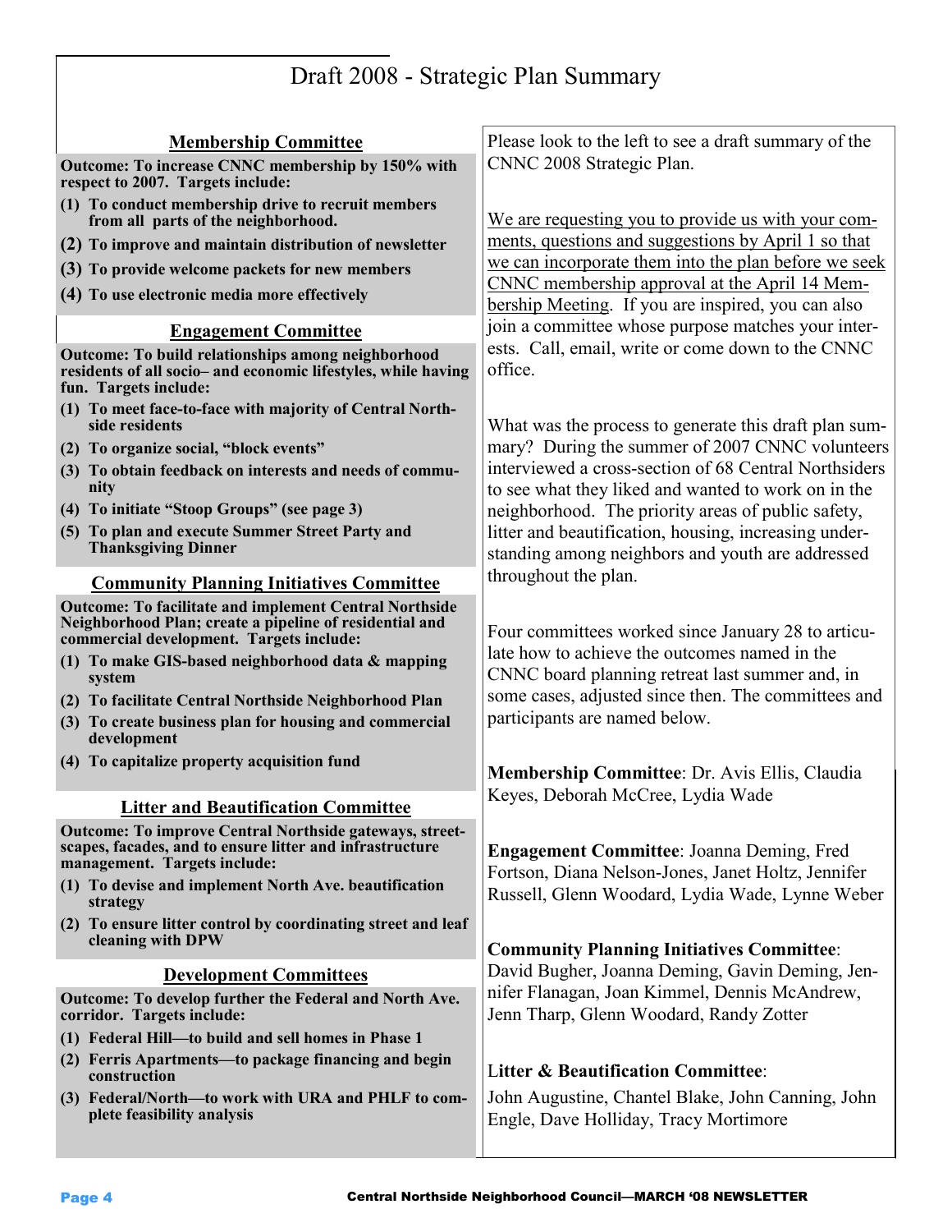# Draft 2008 - Strategic Plan Summary

## Membership Committee

**Outcome: To increase CNNC membership by 150% with respect to 2007. Targets include:**

**(1) To conduct membership drive to recruit members from all parts of the neighborhood.**

**(2) To improve and maintain distribution of newsletter**

**(3) To provide welcome packets for new members**

**(4) To use electronic media more effectively**

## Engagement Committee

**Outcome: To build relationships among neighborhood residents of all socio– and economic lifestyles, while having fun. Targets include:**

**(1) To meet face-to-face with majority of Central Northside residents**

**(2) To organize social, "block events"**

**(3) To obtain feedback on interests and needs of community**

**(4) To initiate "Stoop Groups" (see page 3)**

**(5) To plan and execute Summer Street Party and Thanksgiving Dinner**

## Community Planning Initiatives Committee

**Outcome: To facilitate and implement Central Northside Neighborhood Plan; create a pipeline of residential and commercial development. Targets include:**

**(1) To make GIS-based neighborhood data & mapping system**

**(2) To facilitate Central Northside Neighborhood Plan**

**(3) To create business plan for housing and commercial development**

**(4) To capitalize property acquisition fund**

## Litter and Beautification Committee

**Outcome: To improve Central Northside gateways, streetscapes, facades, and to ensure litter and infrastructure management. Targets include:**

**(1) To devise and implement North Ave. beautification strategy**

**(2) To ensure litter control by coordinating street and leaf cleaning with DPW**

## Development Committees

**Outcome: To develop further the Federal and North Ave. corridor. Targets include:**

**(1) Federal Hill—to build and sell homes in Phase 1**

**(2) Ferris Apartments—to package financing and begin construction**

**(3) Federal/North—to work with URA and PHLF to complete feasibility analysis**

---

Please look to the left to see a draft summary of the CNNC 2008 Strategic Plan.

<u>We are requesting you to provide us with your comments, questions and suggestions by April 1 so that we can incorporate them into the plan before we seek CNNC membership approval at the April 14 Membership Meeting</u>. If you are inspired, you can also join a committee whose purpose matches your interests. Call, email, write or come down to the CNNC office.

What was the process to generate this draft plan summary? During the summer of 2007 CNNC volunteers interviewed a cross-section of 68 Central Northsiders to see what they liked and wanted to work on in the neighborhood. The priority areas of public safety, litter and beautification, housing, increasing understanding among neighbors and youth are addressed throughout the plan.

Four committees worked since January 28 to articulate how to achieve the outcomes named in the CNNC board planning retreat last summer and, in some cases, adjusted since then. The committees and participants are named below.

**Membership Committee**: Dr. Avis Ellis, Claudia Keyes, Deborah McCree, Lydia Wade

**Engagement Committee**: Joanna Deming, Fred Fortson, Diana Nelson-Jones, Janet Holtz, Jennifer Russell, Glenn Woodard, Lydia Wade, Lynne Weber

**Community Planning Initiatives Committee**: David Bugher, Joanna Deming, Gavin Deming, Jennifer Flanagan, Joan Kimmel, Dennis McAndrew, Jenn Tharp, Glenn Woodard, Randy Zotter

**Litter & Beautification Committee**: John Augustine, Chantel Blake, John Canning, John Engle, Dave Holliday, Tracy Mortimore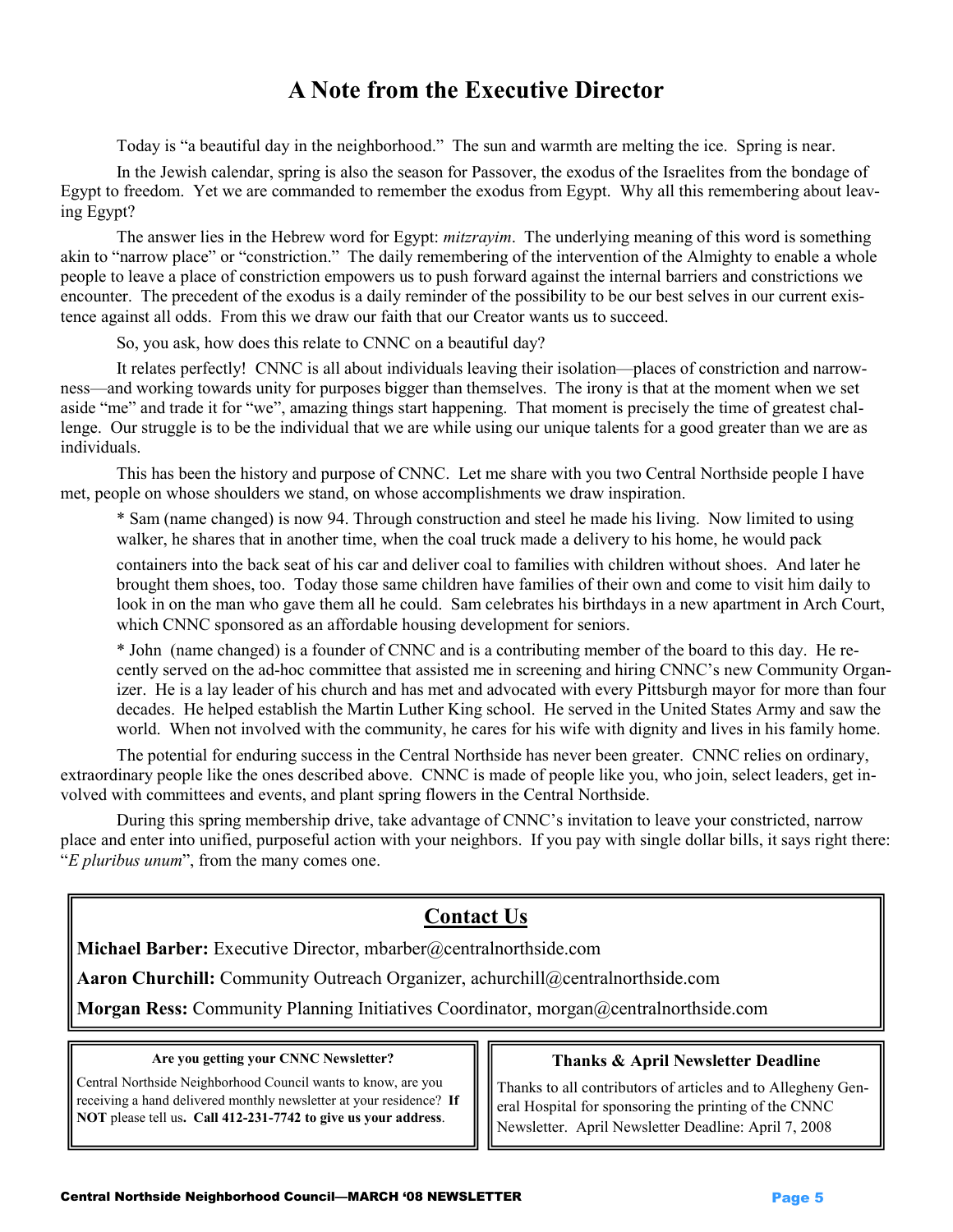# A Note from the Executive Director

Today is "a beautiful day in the neighborhood." The sun and warmth are melting the ice. Spring is near.

In the Jewish calendar, spring is also the season for Passover, the exodus of the Israelites from the bondage of Egypt to freedom. Yet we are commanded to remember the exodus from Egypt. Why all this remembering about leaving Egypt?

The answer lies in the Hebrew word for Egypt: *mitzrayim*. The underlying meaning of this word is something akin to "narrow place" or "constriction." The daily remembering of the intervention of the Almighty to enable a whole people to leave a place of constriction empowers us to push forward against the internal barriers and constrictions we encounter. The precedent of the exodus is a daily reminder of the possibility to be our best selves in our current existence against all odds. From this we draw our faith that our Creator wants us to succeed.

So, you ask, how does this relate to CNNC on a beautiful day?

It relates perfectly! CNNC is all about individuals leaving their isolation—places of constriction and narrowness—and working towards unity for purposes bigger than themselves. The irony is that at the moment when we set aside "me" and trade it for "we", amazing things start happening. That moment is precisely the time of greatest challenge. Our struggle is to be the individual that we are while using our unique talents for a good greater than we are as individuals.

This has been the history and purpose of CNNC. Let me share with you two Central Northside people I have met, people on whose shoulders we stand, on whose accomplishments we draw inspiration.

* Sam (name changed) is now 94. Through construction and steel he made his living. Now limited to using walker, he shares that in another time, when the coal truck made a delivery to his home, he would pack containers into the back seat of his car and deliver coal to families with children without shoes. And later he brought them shoes, too. Today those same children have families of their own and come to visit him daily to look in on the man who gave them all he could. Sam celebrates his birthdays in a new apartment in Arch Court, which CNNC sponsored as an affordable housing development for seniors.

* John (name changed) is a founder of CNNC and is a contributing member of the board to this day. He recently served on the ad-hoc committee that assisted me in screening and hiring CNNC's new Community Organizer. He is a lay leader of his church and has met and advocated with every Pittsburgh mayor for more than four decades. He helped establish the Martin Luther King school. He served in the United States Army and saw the world. When not involved with the community, he cares for his wife with dignity and lives in his family home.

The potential for enduring success in the Central Northside has never been greater. CNNC relies on ordinary, extraordinary people like the ones described above. CNNC is made of people like you, who join, select leaders, get involved with committees and events, and plant spring flowers in the Central Northside.

During this spring membership drive, take advantage of CNNC's invitation to leave your constricted, narrow place and enter into unified, purposeful action with your neighbors. If you pay with single dollar bills, it says right there: "*E pluribus unum*", from the many comes one.

## Contact Us

**Michael Barber:** Executive Director, mbarber@centralnorthside.com

**Aaron Churchill:** Community Outreach Organizer, achurchill@centralnorthside.com

**Morgan Ress:** Community Planning Initiatives Coordinator, morgan@centralnorthside.com

### Are you getting your CNNC Newsletter?

Central Northside Neighborhood Council wants to know, are you receiving a hand delivered monthly newsletter at your residence? **If NOT** please tell us**. Call 412-231-7742 to give us your address**.

### Thanks & April Newsletter Deadline

Thanks to all contributors of articles and to Allegheny General Hospital for sponsoring the printing of the CNNC Newsletter. April Newsletter Deadline: April 7, 2008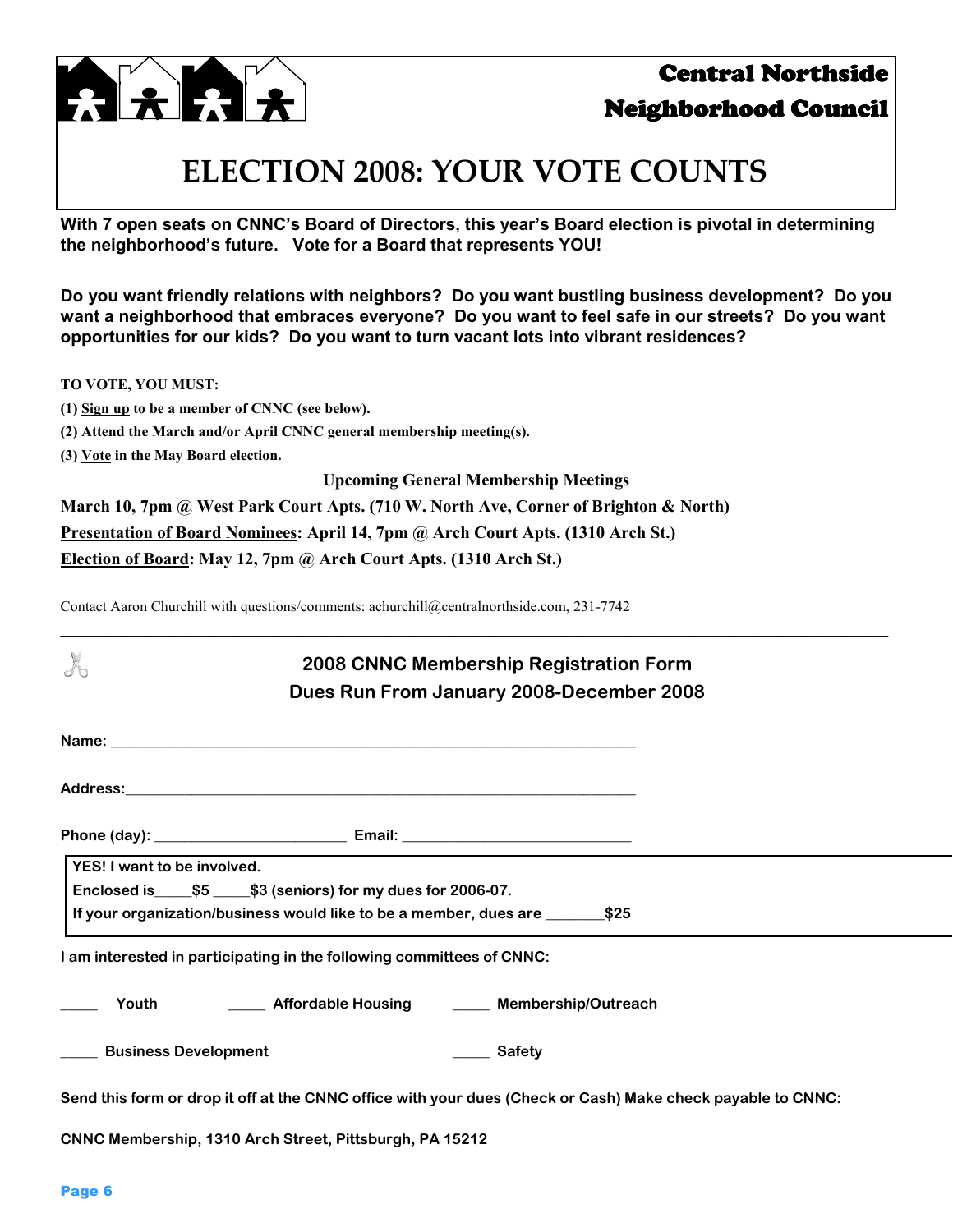**Central Northside Neighborhood Council**

# ELECTION 2008: YOUR VOTE COUNTS

**With 7 open seats on CNNC's Board of Directors, this year's Board election is pivotal in determining the neighborhood's future. Vote for a Board that represents YOU!**

**Do you want friendly relations with neighbors? Do you want bustling business development? Do you want a neighborhood that embraces everyone? Do you want to feel safe in our streets? Do you want opportunities for our kids? Do you want to turn vacant lots into vibrant residences?**

**TO VOTE, YOU MUST:**

**(1) Sign up to be a member of CNNC (see below).**

**(2) Attend the March and/or April CNNC general membership meeting(s).**

**(3) Vote in the May Board election.**

**Upcoming General Membership Meetings**

**March 10, 7pm @ West Park Court Apts. (710 W. North Ave, Corner of Brighton & North)**

**Presentation of Board Nominees: April 14, 7pm @ Arch Court Apts. (1310 Arch St.)**

**Election of Board: May 12, 7pm @ Arch Court Apts. (1310 Arch St.)**

Contact Aaron Churchill with questions/comments: achurchill@centralnorthside.com, 231-7742

---

## 2008 CNNC Membership Registration Form
## Dues Run From January 2008-December 2008

**Name:** ______________________________________________

**Address:** ______________________________________________

**Phone (day):** ____________________ **Email:** ____________________

**YES! I want to be involved.**

**Enclosed is\_\_\_\_$5 \_\_\_\_$3 (seniors) for my dues for 2006-07.**

**If your organization/business would like to be a member, dues are \_\_\_\_\_\_\_$25**

**I am interested in participating in the following committees of CNNC:**

\_\_\_\_\_ **Youth** \_\_\_\_\_ **Affordable Housing** \_\_\_\_\_ **Membership/Outreach**

\_\_\_\_\_ **Business Development** \_\_\_\_\_ **Safety**

**Send this form or drop it off at the CNNC office with your dues (Check or Cash) Make check payable to CNNC:**

**CNNC Membership, 1310 Arch Street, Pittsburgh, PA 15212**